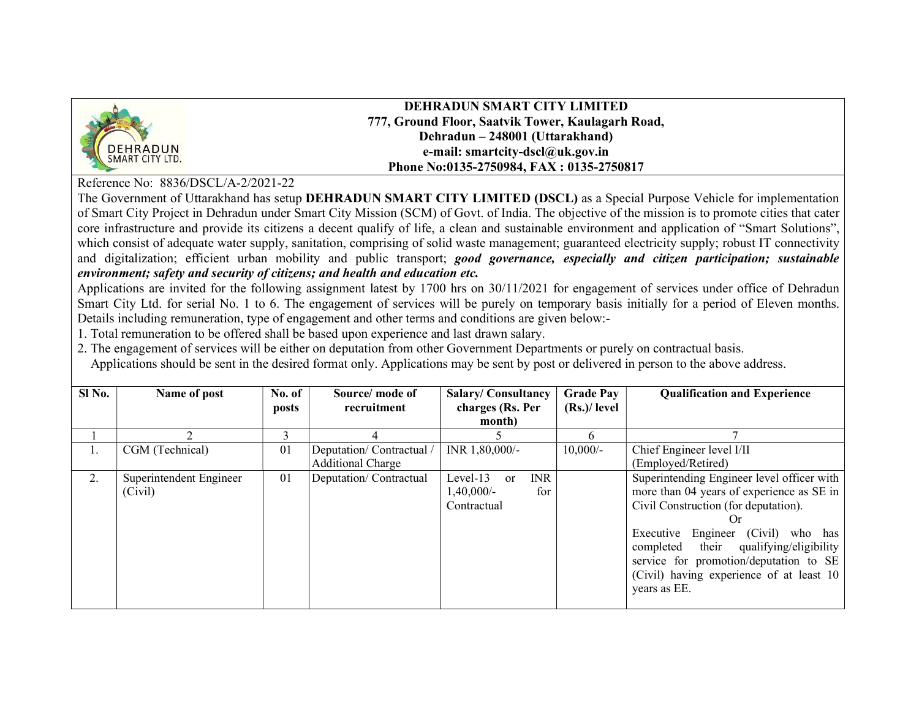**DEHRADUN SMART CITY LIMITED**
**777, Ground Floor, Saatvik Tower, Kaulagarh Road,**
**Dehradun – 248001 (Uttarakhand)**
**e-mail: smartcity-dscl@uk.gov.in**
**Phone No:0135-2750984, FAX : 0135-2750817**

Reference No: 8836/DSCL/A-2/2021-22

The Government of Uttarakhand has setup **DEHRADUN SMART CITY LIMITED (DSCL)** as a Special Purpose Vehicle for implementation of Smart City Project in Dehradun under Smart City Mission (SCM) of Govt. of India. The objective of the mission is to promote cities that cater core infrastructure and provide its citizens a decent qualify of life, a clean and sustainable environment and application of "Smart Solutions", which consist of adequate water supply, sanitation, comprising of solid waste management; guaranteed electricity supply; robust IT connectivity and digitalization; efficient urban mobility and public transport; ***good governance, especially and citizen participation; sustainable environment; safety and security of citizens; and health and education etc.***

Applications are invited for the following assignment latest by 1700 hrs on 30/11/2021 for engagement of services under office of Dehradun Smart City Ltd. for serial No. 1 to 6. The engagement of services will be purely on temporary basis initially for a period of Eleven months. Details including remuneration, type of engagement and other terms and conditions are given below:-

1. Total remuneration to be offered shall be based upon experience and last drawn salary.
2. The engagement of services will be either on deputation from other Government Departments or purely on contractual basis.

Applications should be sent in the desired format only. Applications may be sent by post or delivered in person to the above address.

| Sl No. | Name of post | No. of posts | Source/ mode of recruitment | Salary/ Consultancy charges (Rs. Per month) | Grade Pay (Rs.)/ level | Qualification and Experience |
|---|---|---|---|---|---|---|
| 1 | 2 | 3 | 4 | 5 | 6 | 7 |
| 1. | CGM (Technical) | 01 | Deputation/ Contractual / Additional Charge | INR 1,80,000/- | 10,000/- | Chief Engineer level I/II (Employed/Retired) |
| 2. | Superintendent Engineer (Civil) | 01 | Deputation/ Contractual | Level-13 or INR 1,40,000/- for Contractual | | Superintending Engineer level officer with more than 04 years of experience as SE in Civil Construction (for deputation). Or Executive Engineer (Civil) who has completed their qualifying/eligibility service for promotion/deputation to SE (Civil) having experience of at least 10 years as EE. |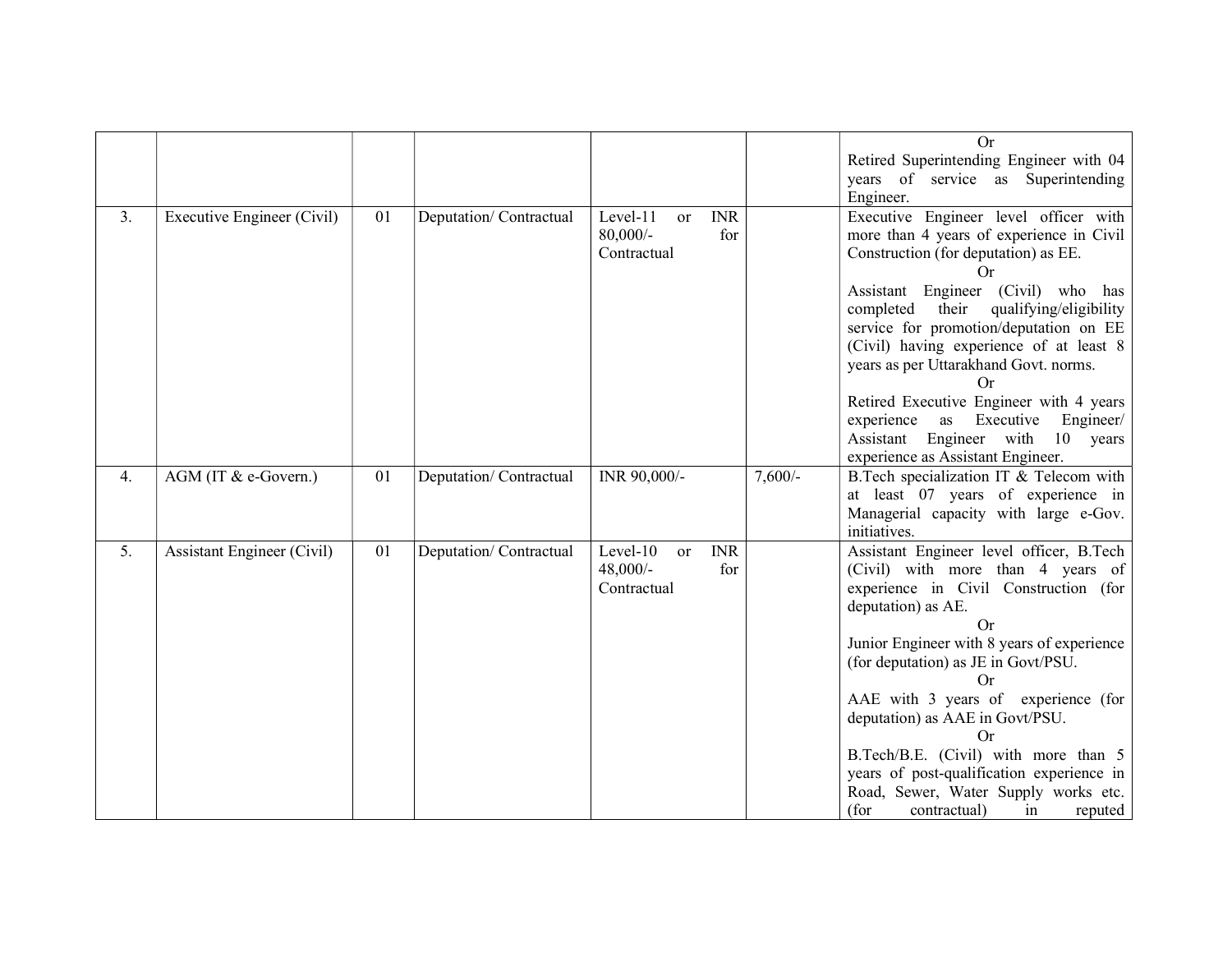| | | | | | | |
|---|---|---|---|---|---|---|
| | | | | | | Or<br>Retired Superintending Engineer with 04 years of service as Superintending Engineer. |
| 3. | Executive Engineer (Civil) | 01 | Deputation/ Contractual | Level-11 or INR 80,000/- for Contractual | | Executive Engineer level officer with more than 4 years of experience in Civil Construction (for deputation) as EE.<br>Or<br>Assistant Engineer (Civil) who has completed their qualifying/eligibility service for promotion/deputation on EE (Civil) having experience of at least 8 years as per Uttarakhand Govt. norms.<br>Or<br>Retired Executive Engineer with 4 years experience as Executive Engineer/ Assistant Engineer with 10 years experience as Assistant Engineer. |
| 4. | AGM (IT & e-Govern.) | 01 | Deputation/ Contractual | INR 90,000/- | 7,600/- | B.Tech specialization IT & Telecom with at least 07 years of experience in Managerial capacity with large e-Gov. initiatives. |
| 5. | Assistant Engineer (Civil) | 01 | Deputation/ Contractual | Level-10 or INR 48,000/- for Contractual | | Assistant Engineer level officer, B.Tech (Civil) with more than 4 years of experience in Civil Construction (for deputation) as AE.<br>Or<br>Junior Engineer with 8 years of experience (for deputation) as JE in Govt/PSU.<br>Or<br>AAE with 3 years of experience (for deputation) as AAE in Govt/PSU.<br>Or<br>B.Tech/B.E. (Civil) with more than 5 years of post-qualification experience in Road, Sewer, Water Supply works etc. (for contractual) in reputed |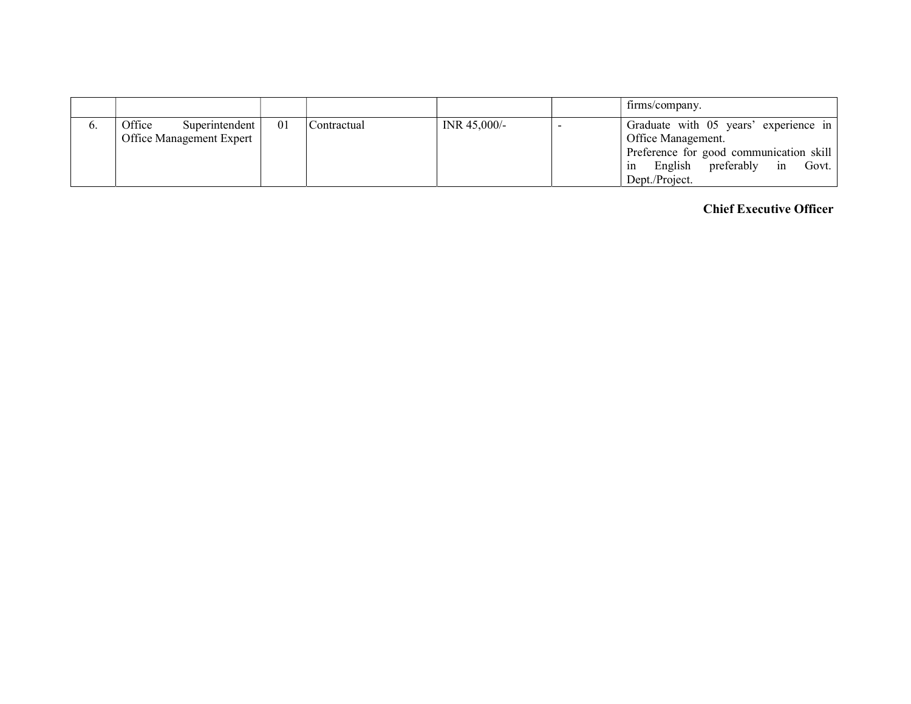| | | | | | | |
|---|---|---|---|---|---|---|
| | | | | | | firms/company. |
| 6. | Office Superintendent Office Management Expert | 01 | Contractual | INR 45,000/- | - | Graduate with 05 years' experience in Office Management. Preference for good communication skill in English preferably in Govt. Dept./Project. |

**Chief Executive Officer**